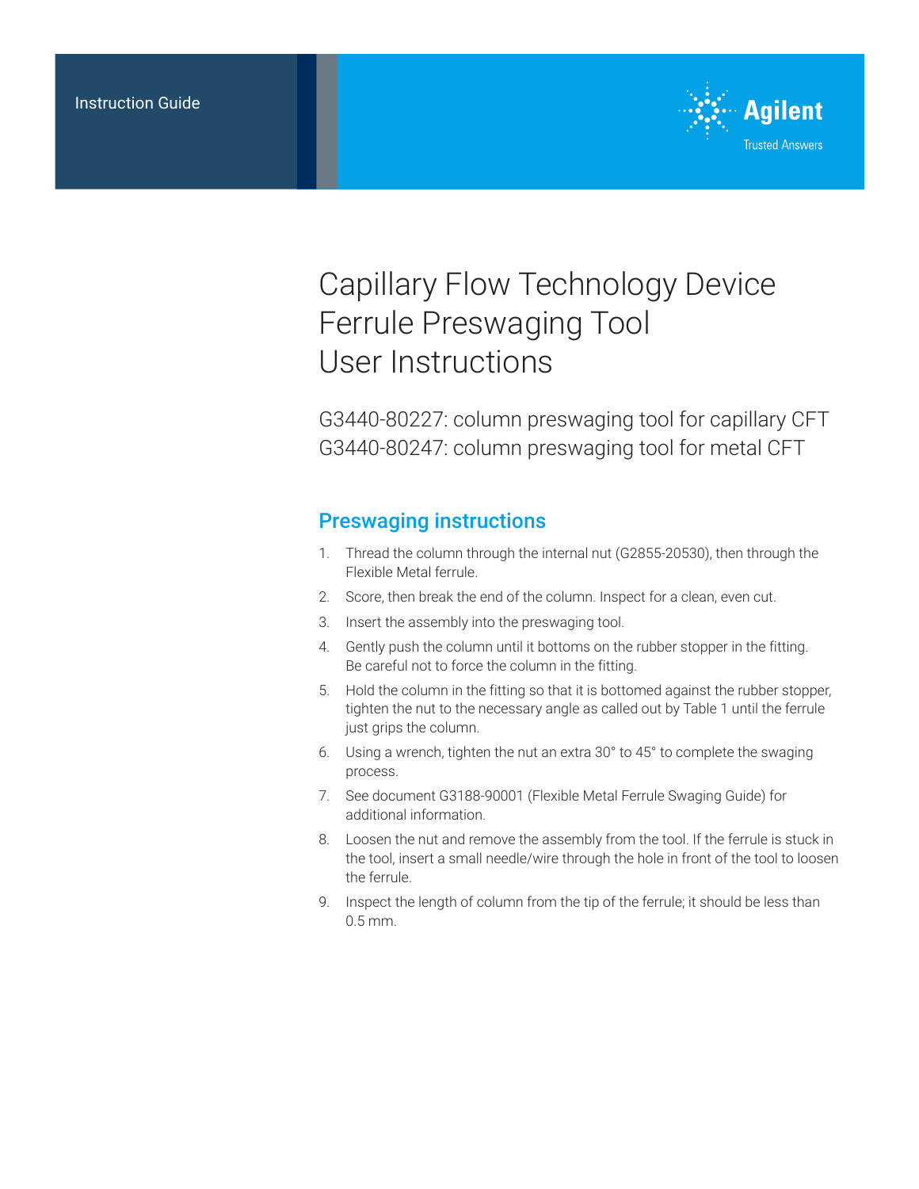Instruction Guide

Agilent
Trusted Answers

# Capillary Flow Technology Device Ferrule Preswaging Tool User Instructions

G3440-80227: column preswaging tool for capillary CFT
G3440-80247: column preswaging tool for metal CFT

## Preswaging instructions

1. Thread the column through the internal nut (G2855-20530), then through the Flexible Metal ferrule.
2. Score, then break the end of the column. Inspect for a clean, even cut.
3. Insert the assembly into the preswaging tool.
4. Gently push the column until it bottoms on the rubber stopper in the fitting. Be careful not to force the column in the fitting.
5. Hold the column in the fitting so that it is bottomed against the rubber stopper, tighten the nut to the necessary angle as called out by Table 1 until the ferrule just grips the column.
6. Using a wrench, tighten the nut an extra 30° to 45° to complete the swaging process.
7. See document G3188-90001 (Flexible Metal Ferrule Swaging Guide) for additional information.
8. Loosen the nut and remove the assembly from the tool. If the ferrule is stuck in the tool, insert a small needle/wire through the hole in front of the tool to loosen the ferrule.
9. Inspect the length of column from the tip of the ferrule; it should be less than 0.5 mm.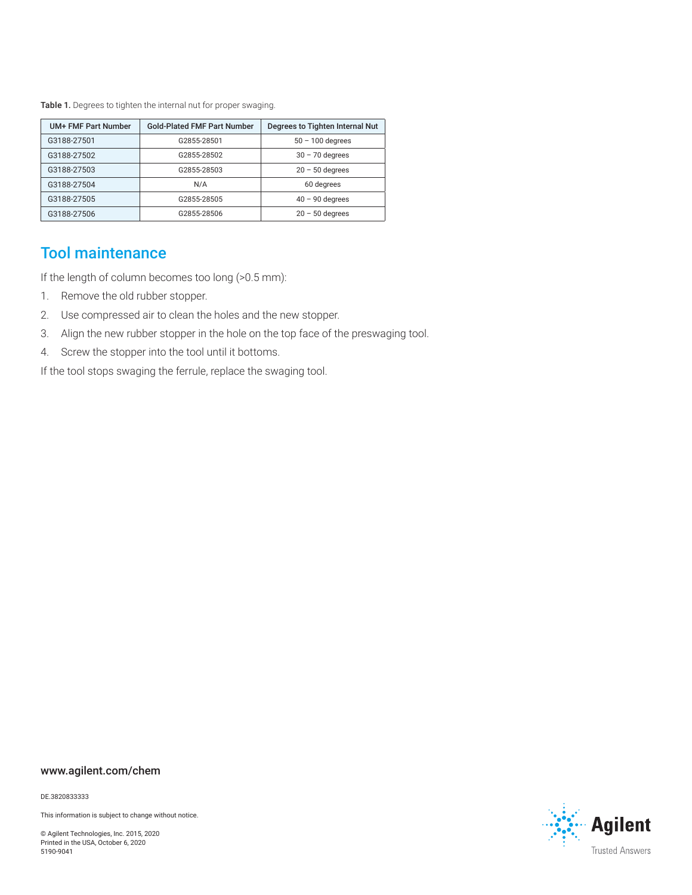**Table 1.** Degrees to tighten the internal nut for proper swaging.

| UM+ FMF Part Number | Gold-Plated FMF Part Number | Degrees to Tighten Internal Nut |
| --- | --- | --- |
| G3188-27501 | G2855-28501 | 50 – 100 degrees |
| G3188-27502 | G2855-28502 | 30 – 70 degrees |
| G3188-27503 | G2855-28503 | 20 – 50 degrees |
| G3188-27504 | N/A | 60 degrees |
| G3188-27505 | G2855-28505 | 40 – 90 degrees |
| G3188-27506 | G2855-28506 | 20 – 50 degrees |

## Tool maintenance

If the length of column becomes too long (>0.5 mm):

1. Remove the old rubber stopper.
2. Use compressed air to clean the holes and the new stopper.
3. Align the new rubber stopper in the hole on the top face of the preswaging tool.
4. Screw the stopper into the tool until it bottoms.

If the tool stops swaging the ferrule, replace the swaging tool.

**www.agilent.com/chem**

DE.3820833333

This information is subject to change without notice.

© Agilent Technologies, Inc. 2015, 2020
Printed in the USA, October 6, 2020
5190-9041

Agilent
Trusted Answers